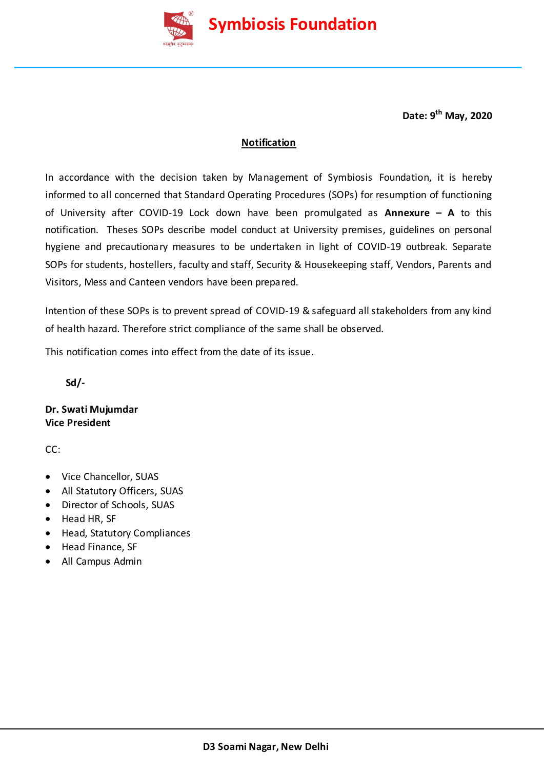# Symbiosis Foundation

**Date: 9th May, 2020**

## Notification

In accordance with the decision taken by Management of Symbiosis Foundation, it is hereby informed to all concerned that Standard Operating Procedures (SOPs) for resumption of functioning of University after COVID-19 Lock down have been promulgated as **Annexure – A** to this notification. Theses SOPs describe model conduct at University premises, guidelines on personal hygiene and precautionary measures to be undertaken in light of COVID-19 outbreak. Separate SOPs for students, hostellers, faculty and staff, Security & Housekeeping staff, Vendors, Parents and Visitors, Mess and Canteen vendors have been prepared.

Intention of these SOPs is to prevent spread of COVID-19 & safeguard all stakeholders from any kind of health hazard. Therefore strict compliance of the same shall be observed.

This notification comes into effect from the date of its issue.

**Sd/-**

**Dr. Swati Mujumdar**
**Vice President**

CC:

- Vice Chancellor, SUAS
- All Statutory Officers, SUAS
- Director of Schools, SUAS
- Head HR, SF
- Head, Statutory Compliances
- Head Finance, SF
- All Campus Admin

**D3 Soami Nagar, New Delhi**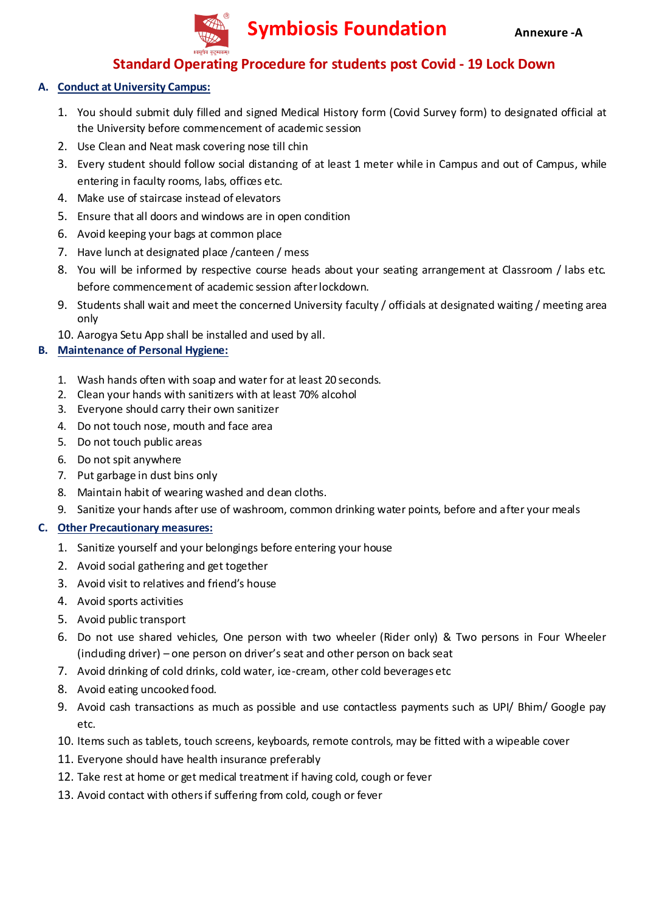# Symbiosis Foundation

**Annexure -A**

## Standard Operating Procedure for students post Covid - 19 Lock Down

### A. Conduct at University Campus:

1. You should submit duly filled and signed Medical History form (Covid Survey form) to designated official at the University before commencement of academic session
2. Use Clean and Neat mask covering nose till chin
3. Every student should follow social distancing of at least 1 meter while in Campus and out of Campus, while entering in faculty rooms, labs, offices etc.
4. Make use of staircase instead of elevators
5. Ensure that all doors and windows are in open condition
6. Avoid keeping your bags at common place
7. Have lunch at designated place /canteen / mess
8. You will be informed by respective course heads about your seating arrangement at Classroom / labs etc. before commencement of academic session after lockdown.
9. Students shall wait and meet the concerned University faculty / officials at designated waiting / meeting area only
10. Aarogya Setu App shall be installed and used by all.

### B. Maintenance of Personal Hygiene:

1. Wash hands often with soap and water for at least 20 seconds.
2. Clean your hands with sanitizers with at least 70% alcohol
3. Everyone should carry their own sanitizer
4. Do not touch nose, mouth and face area
5. Do not touch public areas
6. Do not spit anywhere
7. Put garbage in dust bins only
8. Maintain habit of wearing washed and clean cloths.
9. Sanitize your hands after use of washroom, common drinking water points, before and after your meals

### C. Other Precautionary measures:

1. Sanitize yourself and your belongings before entering your house
2. Avoid social gathering and get together
3. Avoid visit to relatives and friend's house
4. Avoid sports activities
5. Avoid public transport
6. Do not use shared vehicles, One person with two wheeler (Rider only) & Two persons in Four Wheeler (including driver) – one person on driver's seat and other person on back seat
7. Avoid drinking of cold drinks, cold water, ice-cream, other cold beverages etc
8. Avoid eating uncooked food.
9. Avoid cash transactions as much as possible and use contactless payments such as UPI/ Bhim/ Google pay etc.
10. Items such as tablets, touch screens, keyboards, remote controls, may be fitted with a wipeable cover
11. Everyone should have health insurance preferably
12. Take rest at home or get medical treatment if having cold, cough or fever
13. Avoid contact with others if suffering from cold, cough or fever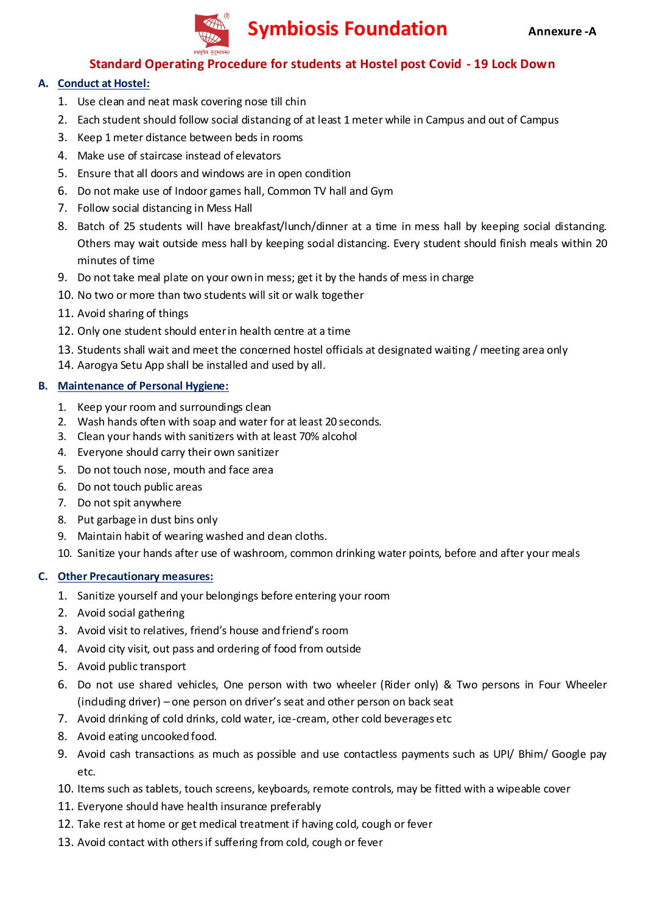# Symbiosis Foundation

Annexure -A

## Standard Operating Procedure for students at Hostel post Covid - 19 Lock Down

### A. Conduct at Hostel:

1. Use clean and neat mask covering nose till chin
2. Each student should follow social distancing of at least 1 meter while in Campus and out of Campus
3. Keep 1 meter distance between beds in rooms
4. Make use of staircase instead of elevators
5. Ensure that all doors and windows are in open condition
6. Do not make use of Indoor games hall, Common TV hall and Gym
7. Follow social distancing in Mess Hall
8. Batch of 25 students will have breakfast/lunch/dinner at a time in mess hall by keeping social distancing. Others may wait outside mess hall by keeping social distancing. Every student should finish meals within 20 minutes of time
9. Do not take meal plate on your own in mess; get it by the hands of mess in charge
10. No two or more than two students will sit or walk together
11. Avoid sharing of things
12. Only one student should enter in health centre at a time
13. Students shall wait and meet the concerned hostel officials at designated waiting / meeting area only
14. Aarogya Setu App shall be installed and used by all.

### B. Maintenance of Personal Hygiene:

1. Keep your room and surroundings clean
2. Wash hands often with soap and water for at least 20 seconds.
3. Clean your hands with sanitizers with at least 70% alcohol
4. Everyone should carry their own sanitizer
5. Do not touch nose, mouth and face area
6. Do not touch public areas
7. Do not spit anywhere
8. Put garbage in dust bins only
9. Maintain habit of wearing washed and clean cloths.
10. Sanitize your hands after use of washroom, common drinking water points, before and after your meals

### C. Other Precautionary measures:

1. Sanitize yourself and your belongings before entering your room
2. Avoid social gathering
3. Avoid visit to relatives, friend's house and friend's room
4. Avoid city visit, out pass and ordering of food from outside
5. Avoid public transport
6. Do not use shared vehicles, One person with two wheeler (Rider only) & Two persons in Four Wheeler (including driver) – one person on driver's seat and other person on back seat
7. Avoid drinking of cold drinks, cold water, ice-cream, other cold beverages etc
8. Avoid eating uncooked food.
9. Avoid cash transactions as much as possible and use contactless payments such as UPI/ Bhim/ Google pay etc.
10. Items such as tablets, touch screens, keyboards, remote controls, may be fitted with a wipeable cover
11. Everyone should have health insurance preferably
12. Take rest at home or get medical treatment if having cold, cough or fever
13. Avoid contact with others if suffering from cold, cough or fever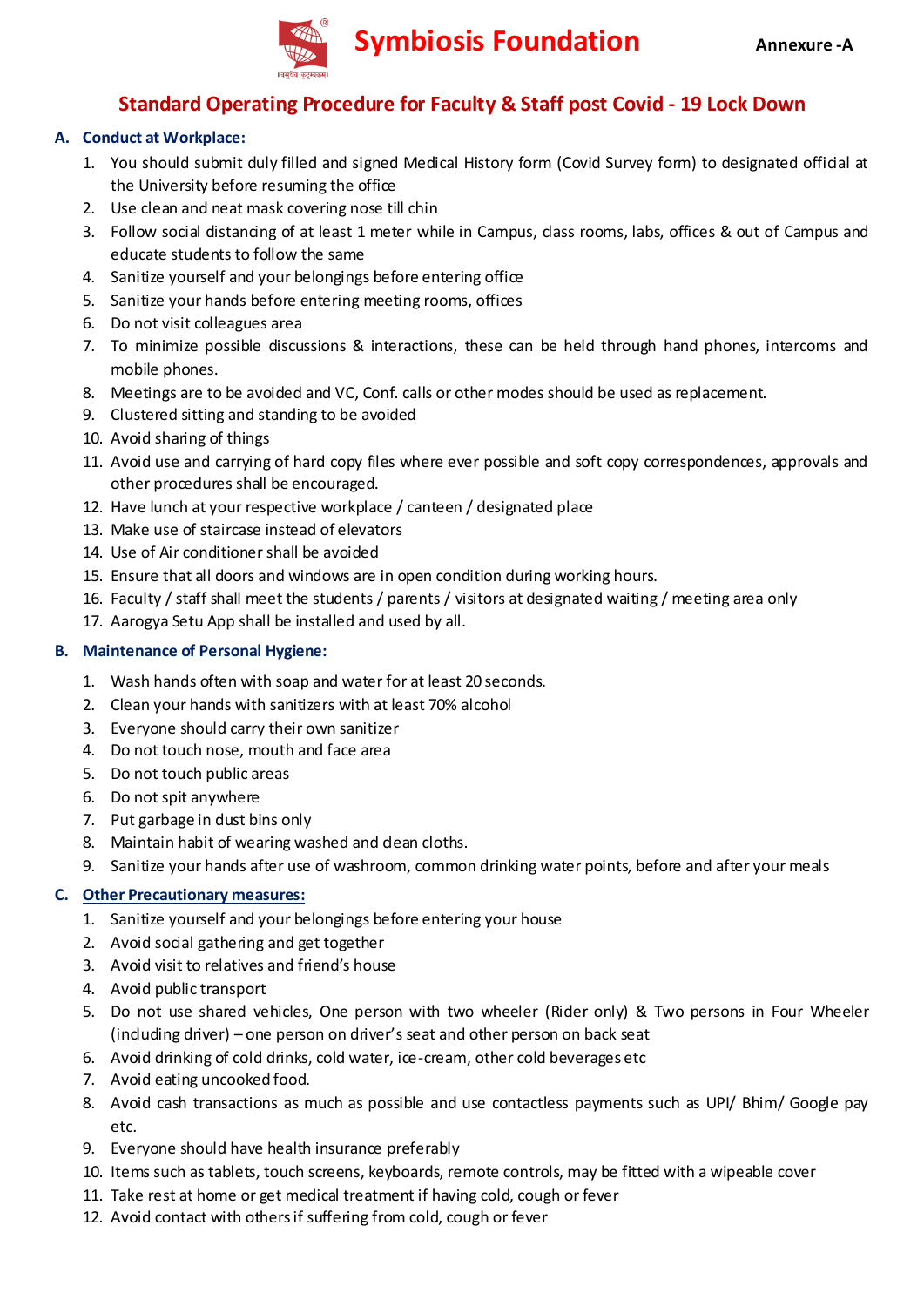# Symbiosis Foundation

**Annexure -A**

## Standard Operating Procedure for Faculty & Staff post Covid - 19 Lock Down

### A. Conduct at Workplace:

1. You should submit duly filled and signed Medical History form (Covid Survey form) to designated official at the University before resuming the office
2. Use clean and neat mask covering nose till chin
3. Follow social distancing of at least 1 meter while in Campus, class rooms, labs, offices & out of Campus and educate students to follow the same
4. Sanitize yourself and your belongings before entering office
5. Sanitize your hands before entering meeting rooms, offices
6. Do not visit colleagues area
7. To minimize possible discussions & interactions, these can be held through hand phones, intercoms and mobile phones.
8. Meetings are to be avoided and VC, Conf. calls or other modes should be used as replacement.
9. Clustered sitting and standing to be avoided
10. Avoid sharing of things
11. Avoid use and carrying of hard copy files where ever possible and soft copy correspondences, approvals and other procedures shall be encouraged.
12. Have lunch at your respective workplace / canteen / designated place
13. Make use of staircase instead of elevators
14. Use of Air conditioner shall be avoided
15. Ensure that all doors and windows are in open condition during working hours.
16. Faculty / staff shall meet the students / parents / visitors at designated waiting / meeting area only
17. Aarogya Setu App shall be installed and used by all.

### B. Maintenance of Personal Hygiene:

1. Wash hands often with soap and water for at least 20 seconds.
2. Clean your hands with sanitizers with at least 70% alcohol
3. Everyone should carry their own sanitizer
4. Do not touch nose, mouth and face area
5. Do not touch public areas
6. Do not spit anywhere
7. Put garbage in dust bins only
8. Maintain habit of wearing washed and clean cloths.
9. Sanitize your hands after use of washroom, common drinking water points, before and after your meals

### C. Other Precautionary measures:

1. Sanitize yourself and your belongings before entering your house
2. Avoid social gathering and get together
3. Avoid visit to relatives and friend's house
4. Avoid public transport
5. Do not use shared vehicles, One person with two wheeler (Rider only) & Two persons in Four Wheeler (including driver) – one person on driver's seat and other person on back seat
6. Avoid drinking of cold drinks, cold water, ice-cream, other cold beverages etc
7. Avoid eating uncooked food.
8. Avoid cash transactions as much as possible and use contactless payments such as UPI/ Bhim/ Google pay etc.
9. Everyone should have health insurance preferably
10. Items such as tablets, touch screens, keyboards, remote controls, may be fitted with a wipeable cover
11. Take rest at home or get medical treatment if having cold, cough or fever
12. Avoid contact with others if suffering from cold, cough or fever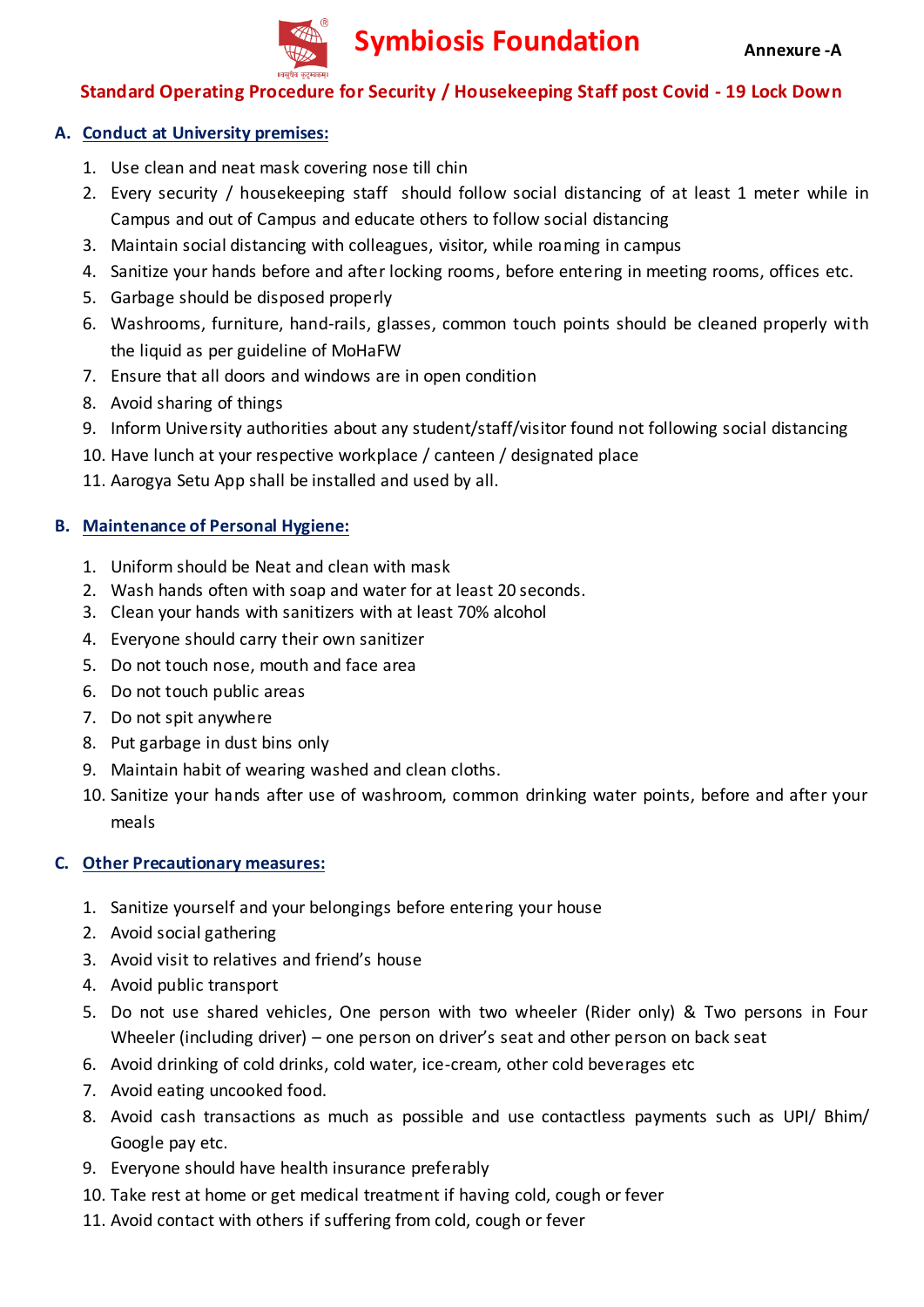# Symbiosis Foundation

**Annexure -A**

## Standard Operating Procedure for Security / Housekeeping Staff post Covid - 19 Lock Down

### A. Conduct at University premises:

1. Use clean and neat mask covering nose till chin
2. Every security / housekeeping staff should follow social distancing of at least 1 meter while in Campus and out of Campus and educate others to follow social distancing
3. Maintain social distancing with colleagues, visitor, while roaming in campus
4. Sanitize your hands before and after locking rooms, before entering in meeting rooms, offices etc.
5. Garbage should be disposed properly
6. Washrooms, furniture, hand-rails, glasses, common touch points should be cleaned properly with the liquid as per guideline of MoHaFW
7. Ensure that all doors and windows are in open condition
8. Avoid sharing of things
9. Inform University authorities about any student/staff/visitor found not following social distancing
10. Have lunch at your respective workplace / canteen / designated place
11. Aarogya Setu App shall be installed and used by all.

### B. Maintenance of Personal Hygiene:

1. Uniform should be Neat and clean with mask
2. Wash hands often with soap and water for at least 20 seconds.
3. Clean your hands with sanitizers with at least 70% alcohol
4. Everyone should carry their own sanitizer
5. Do not touch nose, mouth and face area
6. Do not touch public areas
7. Do not spit anywhere
8. Put garbage in dust bins only
9. Maintain habit of wearing washed and clean cloths.
10. Sanitize your hands after use of washroom, common drinking water points, before and after your meals

### C. Other Precautionary measures:

1. Sanitize yourself and your belongings before entering your house
2. Avoid social gathering
3. Avoid visit to relatives and friend's house
4. Avoid public transport
5. Do not use shared vehicles, One person with two wheeler (Rider only) & Two persons in Four Wheeler (including driver) – one person on driver's seat and other person on back seat
6. Avoid drinking of cold drinks, cold water, ice-cream, other cold beverages etc
7. Avoid eating uncooked food.
8. Avoid cash transactions as much as possible and use contactless payments such as UPI/ Bhim/ Google pay etc.
9. Everyone should have health insurance preferably
10. Take rest at home or get medical treatment if having cold, cough or fever
11. Avoid contact with others if suffering from cold, cough or fever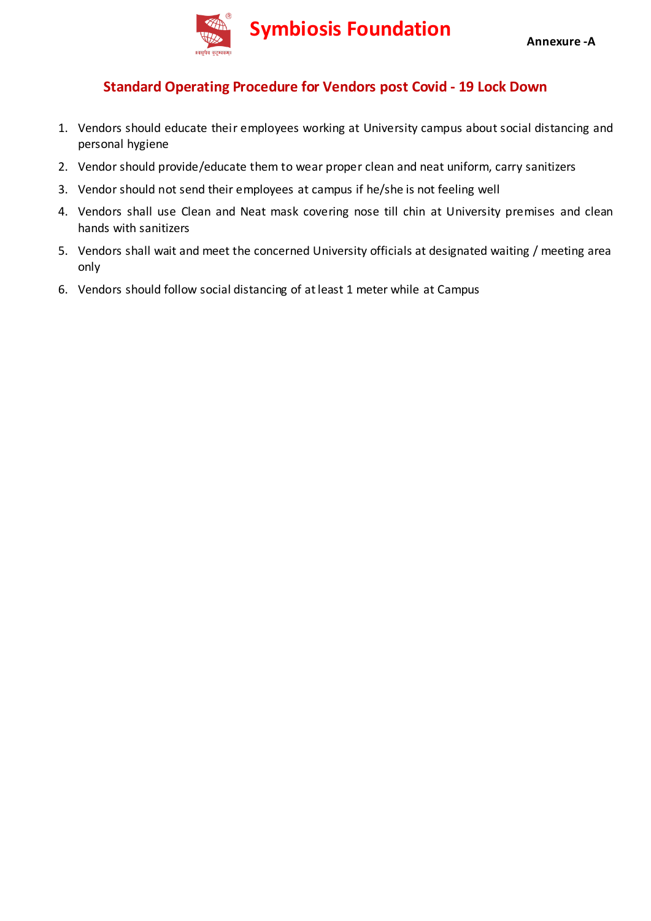Symbiosis Foundation

Annexure -A

## Standard Operating Procedure for Vendors post Covid - 19 Lock Down

1. Vendors should educate their employees working at University campus about social distancing and personal hygiene
2. Vendor should provide/educate them to wear proper clean and neat uniform, carry sanitizers
3. Vendor should not send their employees at campus if he/she is not feeling well
4. Vendors shall use Clean and Neat mask covering nose till chin at University premises and clean hands with sanitizers
5. Vendors shall wait and meet the concerned University officials at designated waiting / meeting area only
6. Vendors should follow social distancing of at least 1 meter while at Campus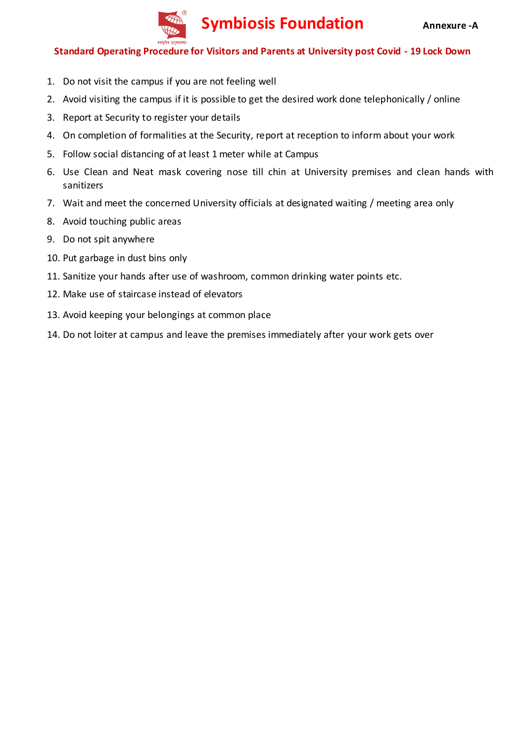# Symbiosis Foundation

**Annexure -A**

## Standard Operating Procedure for Visitors and Parents at University post Covid - 19 Lock Down

1. Do not visit the campus if you are not feeling well
2. Avoid visiting the campus if it is possible to get the desired work done telephonically / online
3. Report at Security to register your details
4. On completion of formalities at the Security, report at reception to inform about your work
5. Follow social distancing of at least 1 meter while at Campus
6. Use Clean and Neat mask covering nose till chin at University premises and clean hands with sanitizers
7. Wait and meet the concerned University officials at designated waiting / meeting area only
8. Avoid touching public areas
9. Do not spit anywhere
10. Put garbage in dust bins only
11. Sanitize your hands after use of washroom, common drinking water points etc.
12. Make use of staircase instead of elevators
13. Avoid keeping your belongings at common place
14. Do not loiter at campus and leave the premises immediately after your work gets over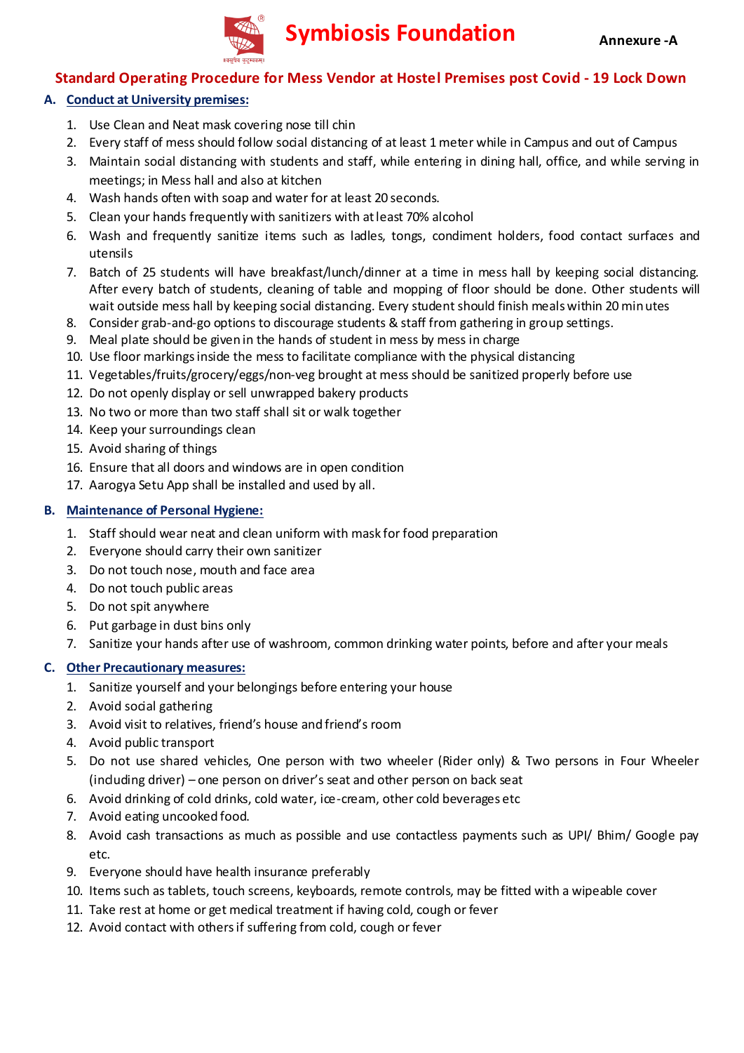Symbiosis Foundation

Annexure -A

## Standard Operating Procedure for Mess Vendor at Hostel Premises post Covid - 19 Lock Down

### A. Conduct at University premises:

1. Use Clean and Neat mask covering nose till chin
2. Every staff of mess should follow social distancing of at least 1 meter while in Campus and out of Campus
3. Maintain social distancing with students and staff, while entering in dining hall, office, and while serving in meetings; in Mess hall and also at kitchen
4. Wash hands often with soap and water for at least 20 seconds.
5. Clean your hands frequently with sanitizers with at least 70% alcohol
6. Wash and frequently sanitize items such as ladles, tongs, condiment holders, food contact surfaces and utensils
7. Batch of 25 students will have breakfast/lunch/dinner at a time in mess hall by keeping social distancing. After every batch of students, cleaning of table and mopping of floor should be done. Other students will wait outside mess hall by keeping social distancing. Every student should finish meals within 20 minutes
8. Consider grab-and-go options to discourage students & staff from gathering in group settings.
9. Meal plate should be given in the hands of student in mess by mess in charge
10. Use floor markings inside the mess to facilitate compliance with the physical distancing
11. Vegetables/fruits/grocery/eggs/non-veg brought at mess should be sanitized properly before use
12. Do not openly display or sell unwrapped bakery products
13. No two or more than two staff shall sit or walk together
14. Keep your surroundings clean
15. Avoid sharing of things
16. Ensure that all doors and windows are in open condition
17. Aarogya Setu App shall be installed and used by all.

### B. Maintenance of Personal Hygiene:

1. Staff should wear neat and clean uniform with mask for food preparation
2. Everyone should carry their own sanitizer
3. Do not touch nose, mouth and face area
4. Do not touch public areas
5. Do not spit anywhere
6. Put garbage in dust bins only
7. Sanitize your hands after use of washroom, common drinking water points, before and after your meals

### C. Other Precautionary measures:

1. Sanitize yourself and your belongings before entering your house
2. Avoid social gathering
3. Avoid visit to relatives, friend's house and friend's room
4. Avoid public transport
5. Do not use shared vehicles, One person with two wheeler (Rider only) & Two persons in Four Wheeler (including driver) – one person on driver's seat and other person on back seat
6. Avoid drinking of cold drinks, cold water, ice-cream, other cold beverages etc
7. Avoid eating uncooked food.
8. Avoid cash transactions as much as possible and use contactless payments such as UPI/ Bhim/ Google pay etc.
9. Everyone should have health insurance preferably
10. Items such as tablets, touch screens, keyboards, remote controls, may be fitted with a wipeable cover
11. Take rest at home or get medical treatment if having cold, cough or fever
12. Avoid contact with others if suffering from cold, cough or fever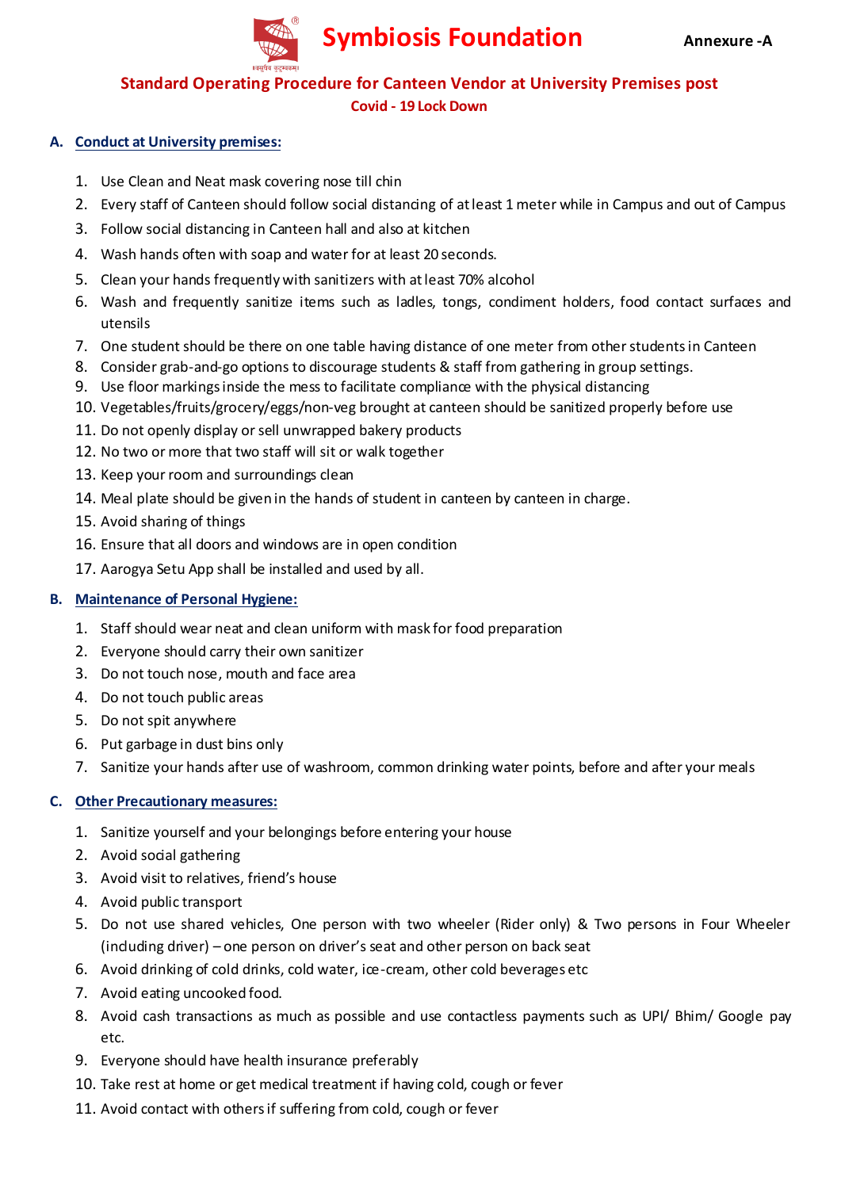# Symbiosis Foundation

**Annexure -A**

## Standard Operating Procedure for Canteen Vendor at University Premises post Covid - 19 Lock Down

### A. Conduct at University premises:

1. Use Clean and Neat mask covering nose till chin
2. Every staff of Canteen should follow social distancing of at least 1 meter while in Campus and out of Campus
3. Follow social distancing in Canteen hall and also at kitchen
4. Wash hands often with soap and water for at least 20 seconds.
5. Clean your hands frequently with sanitizers with at least 70% alcohol
6. Wash and frequently sanitize items such as ladles, tongs, condiment holders, food contact surfaces and utensils
7. One student should be there on one table having distance of one meter from other students in Canteen
8. Consider grab-and-go options to discourage students & staff from gathering in group settings.
9. Use floor markings inside the mess to facilitate compliance with the physical distancing
10. Vegetables/fruits/grocery/eggs/non-veg brought at canteen should be sanitized properly before use
11. Do not openly display or sell unwrapped bakery products
12. No two or more that two staff will sit or walk together
13. Keep your room and surroundings clean
14. Meal plate should be given in the hands of student in canteen by canteen in charge.
15. Avoid sharing of things
16. Ensure that all doors and windows are in open condition
17. Aarogya Setu App shall be installed and used by all.

### B. Maintenance of Personal Hygiene:

1. Staff should wear neat and clean uniform with mask for food preparation
2. Everyone should carry their own sanitizer
3. Do not touch nose, mouth and face area
4. Do not touch public areas
5. Do not spit anywhere
6. Put garbage in dust bins only
7. Sanitize your hands after use of washroom, common drinking water points, before and after your meals

### C. Other Precautionary measures:

1. Sanitize yourself and your belongings before entering your house
2. Avoid social gathering
3. Avoid visit to relatives, friend's house
4. Avoid public transport
5. Do not use shared vehicles, One person with two wheeler (Rider only) & Two persons in Four Wheeler (including driver) – one person on driver's seat and other person on back seat
6. Avoid drinking of cold drinks, cold water, ice-cream, other cold beverages etc
7. Avoid eating uncooked food.
8. Avoid cash transactions as much as possible and use contactless payments such as UPI/ Bhim/ Google pay etc.
9. Everyone should have health insurance preferably
10. Take rest at home or get medical treatment if having cold, cough or fever
11. Avoid contact with others if suffering from cold, cough or fever